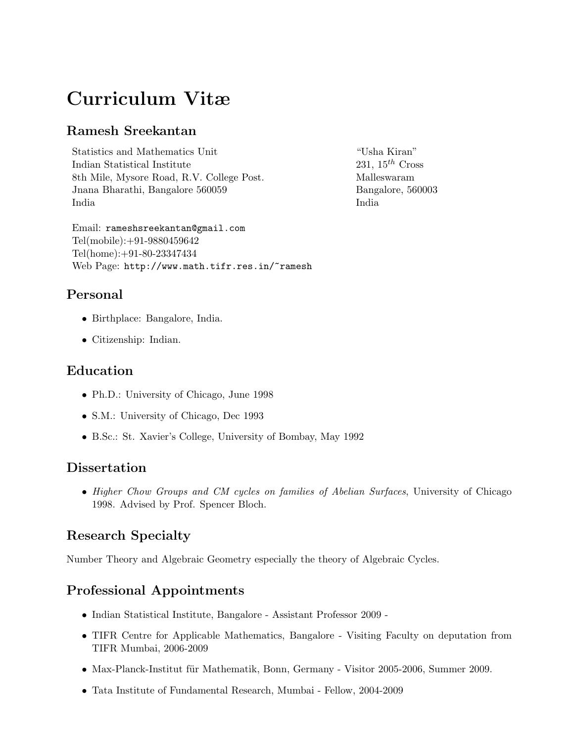# Curriculum Vitæ

## Ramesh Sreekantan

Statistics and Mathematics Unit
Indian Statistical Institute
8th Mile, Mysore Road, R.V. College Post.
Jnana Bharathi, Bangalore 560059
India

"Usha Kiran"
231, $15^{th}$ Cross
Malleswaram
Bangalore, 560003
India

Email: rameshsreekantan@gmail.com
Tel(mobile):+91-9880459642
Tel(home):+91-80-23347434
Web Page: http://www.math.tifr.res.in/~ramesh

## Personal

- Birthplace: Bangalore, India.
- Citizenship: Indian.

## Education

- Ph.D.: University of Chicago, June 1998
- S.M.: University of Chicago, Dec 1993
- B.Sc.: St. Xavier's College, University of Bombay, May 1992

## Dissertation

- *Higher Chow Groups and CM cycles on families of Abelian Surfaces*, University of Chicago 1998. Advised by Prof. Spencer Bloch.

## Research Specialty

Number Theory and Algebraic Geometry especially the theory of Algebraic Cycles.

## Professional Appointments

- Indian Statistical Institute, Bangalore - Assistant Professor 2009 -
- TIFR Centre for Applicable Mathematics, Bangalore - Visiting Faculty on deputation from TIFR Mumbai, 2006-2009
- Max-Planck-Institut für Mathematik, Bonn, Germany - Visitor 2005-2006, Summer 2009.
- Tata Institute of Fundamental Research, Mumbai - Fellow, 2004-2009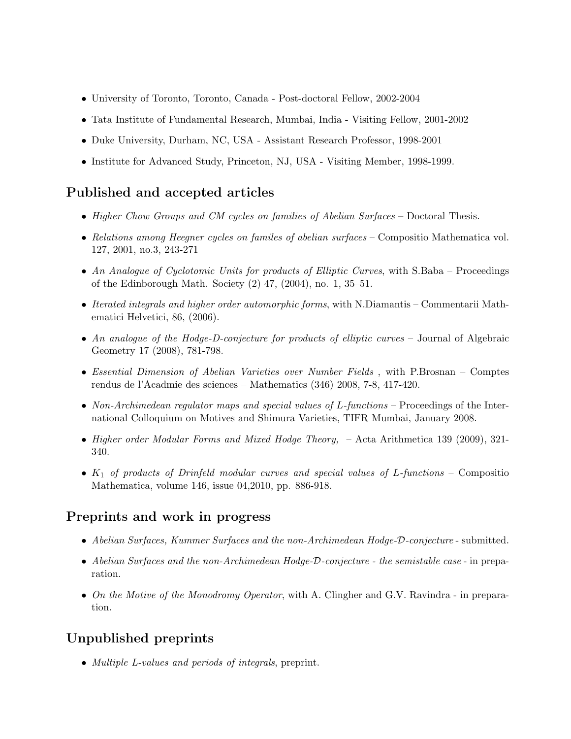- University of Toronto, Toronto, Canada - Post-doctoral Fellow, 2002-2004
- Tata Institute of Fundamental Research, Mumbai, India - Visiting Fellow, 2001-2002
- Duke University, Durham, NC, USA - Assistant Research Professor, 1998-2001
- Institute for Advanced Study, Princeton, NJ, USA - Visiting Member, 1998-1999.

## Published and accepted articles

- *Higher Chow Groups and CM cycles on families of Abelian Surfaces* – Doctoral Thesis.
- *Relations among Heegner cycles on familes of abelian surfaces* – Compositio Mathematica vol. 127, 2001, no.3, 243-271
- *An Analogue of Cyclotomic Units for products of Elliptic Curves*, with S.Baba – Proceedings of the Edinborough Math. Society (2) 47, (2004), no. 1, 35–51.
- *Iterated integrals and higher order automorphic forms*, with N.Diamantis – Commentarii Mathematici Helvetici, 86, (2006).
- *An analogue of the Hodge-D-conjecture for products of elliptic curves* – Journal of Algebraic Geometry 17 (2008), 781-798.
- *Essential Dimension of Abelian Varieties over Number Fields* , with P.Brosnan – Comptes rendus de l'Acadmie des sciences – Mathematics (346) 2008, 7-8, 417-420.
- *Non-Archimedean regulator maps and special values of L-functions* – Proceedings of the International Colloquium on Motives and Shimura Varieties, TIFR Mumbai, January 2008.
- *Higher order Modular Forms and Mixed Hodge Theory,* – Acta Arithmetica 139 (2009), 321-340.
- *$K_1$ of products of Drinfeld modular curves and special values of L-functions* – Compositio Mathematica, volume 146, issue 04,2010, pp. 886-918.

## Preprints and work in progress

- *Abelian Surfaces, Kummer Surfaces and the non-Archimedean Hodge-$\mathcal{D}$-conjecture* - submitted.
- *Abelian Surfaces and the non-Archimedean Hodge-$\mathcal{D}$-conjecture - the semistable case* - in preparation.
- *On the Motive of the Monodromy Operator*, with A. Clingher and G.V. Ravindra - in preparation.

## Unpublished preprints

- *Multiple L-values and periods of integrals*, preprint.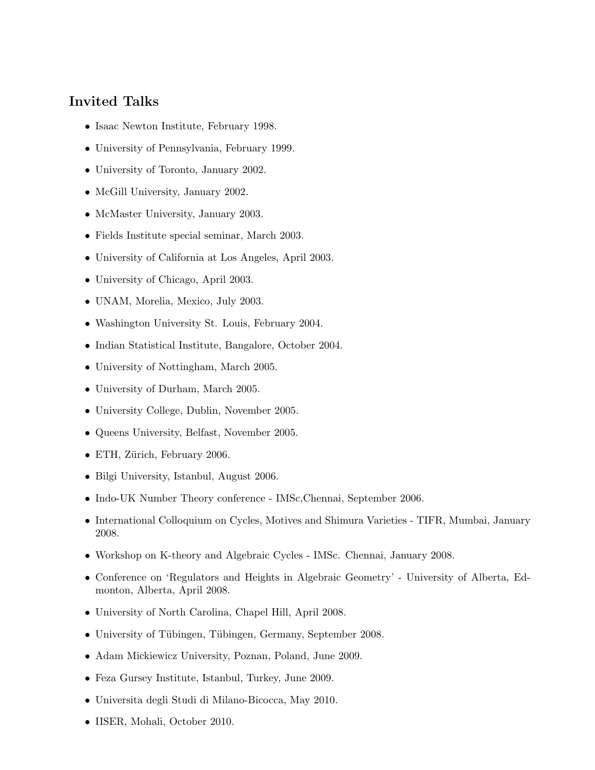## Invited Talks

- Isaac Newton Institute, February 1998.
- University of Pennsylvania, February 1999.
- University of Toronto, January 2002.
- McGill University, January 2002.
- McMaster University, January 2003.
- Fields Institute special seminar, March 2003.
- University of California at Los Angeles, April 2003.
- University of Chicago, April 2003.
- UNAM, Morelia, Mexico, July 2003.
- Washington University St. Louis, February 2004.
- Indian Statistical Institute, Bangalore, October 2004.
- University of Nottingham, March 2005.
- University of Durham, March 2005.
- University College, Dublin, November 2005.
- Queens University, Belfast, November 2005.
- ETH, Zürich, February 2006.
- Bilgi University, Istanbul, August 2006.
- Indo-UK Number Theory conference - IMSc,Chennai, September 2006.
- International Colloquium on Cycles, Motives and Shimura Varieties - TIFR, Mumbai, January 2008.
- Workshop on K-theory and Algebraic Cycles - IMSc. Chennai, January 2008.
- Conference on 'Regulators and Heights in Algebraic Geometry' - University of Alberta, Edmonton, Alberta, April 2008.
- University of North Carolina, Chapel Hill, April 2008.
- University of Tübingen, Tübingen, Germany, September 2008.
- Adam Mickiewicz University, Poznan, Poland, June 2009.
- Feza Gursey Institute, Istanbul, Turkey, June 2009.
- Universita degli Studi di Milano-Bicocca, May 2010.
- IISER, Mohali, October 2010.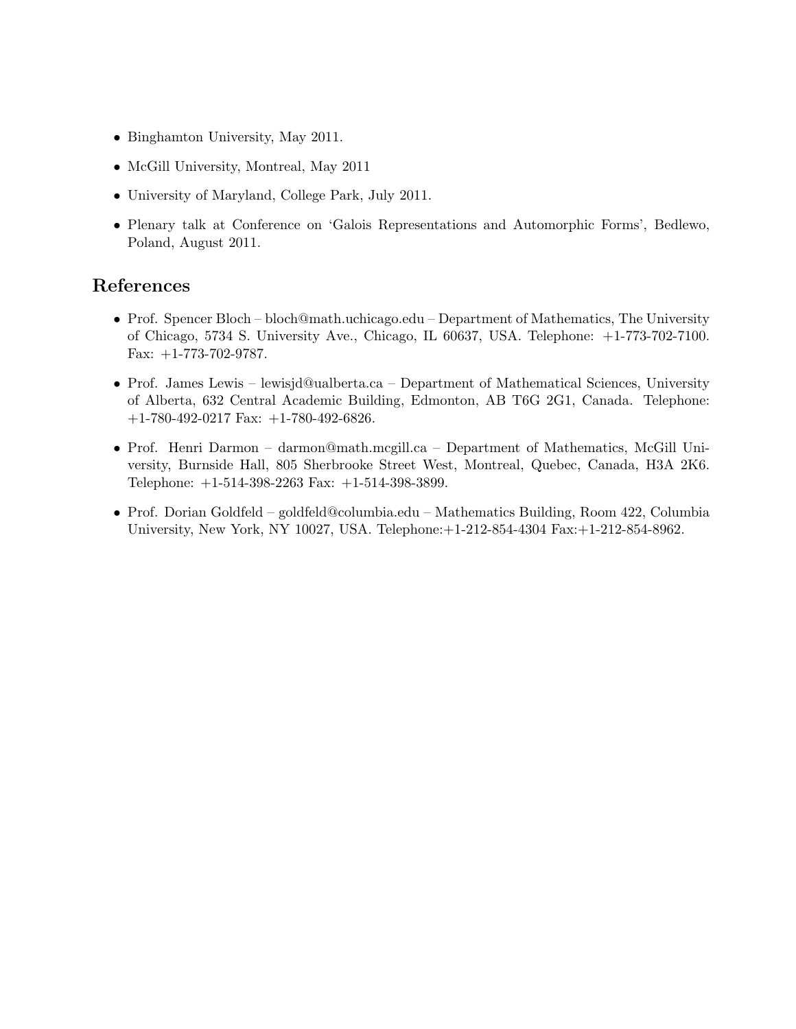- Binghamton University, May 2011.
- McGill University, Montreal, May 2011
- University of Maryland, College Park, July 2011.
- Plenary talk at Conference on 'Galois Representations and Automorphic Forms', Bedlewo, Poland, August 2011.

## References

- Prof. Spencer Bloch – bloch@math.uchicago.edu – Department of Mathematics, The University of Chicago, 5734 S. University Ave., Chicago, IL 60637, USA. Telephone: +1-773-702-7100. Fax: +1-773-702-9787.
- Prof. James Lewis – lewisjd@ualberta.ca – Department of Mathematical Sciences, University of Alberta, 632 Central Academic Building, Edmonton, AB T6G 2G1, Canada. Telephone: +1-780-492-0217 Fax: +1-780-492-6826.
- Prof. Henri Darmon – darmon@math.mcgill.ca – Department of Mathematics, McGill University, Burnside Hall, 805 Sherbrooke Street West, Montreal, Quebec, Canada, H3A 2K6. Telephone: +1-514-398-2263 Fax: +1-514-398-3899.
- Prof. Dorian Goldfeld – goldfeld@columbia.edu – Mathematics Building, Room 422, Columbia University, New York, NY 10027, USA. Telephone:+1-212-854-4304 Fax:+1-212-854-8962.